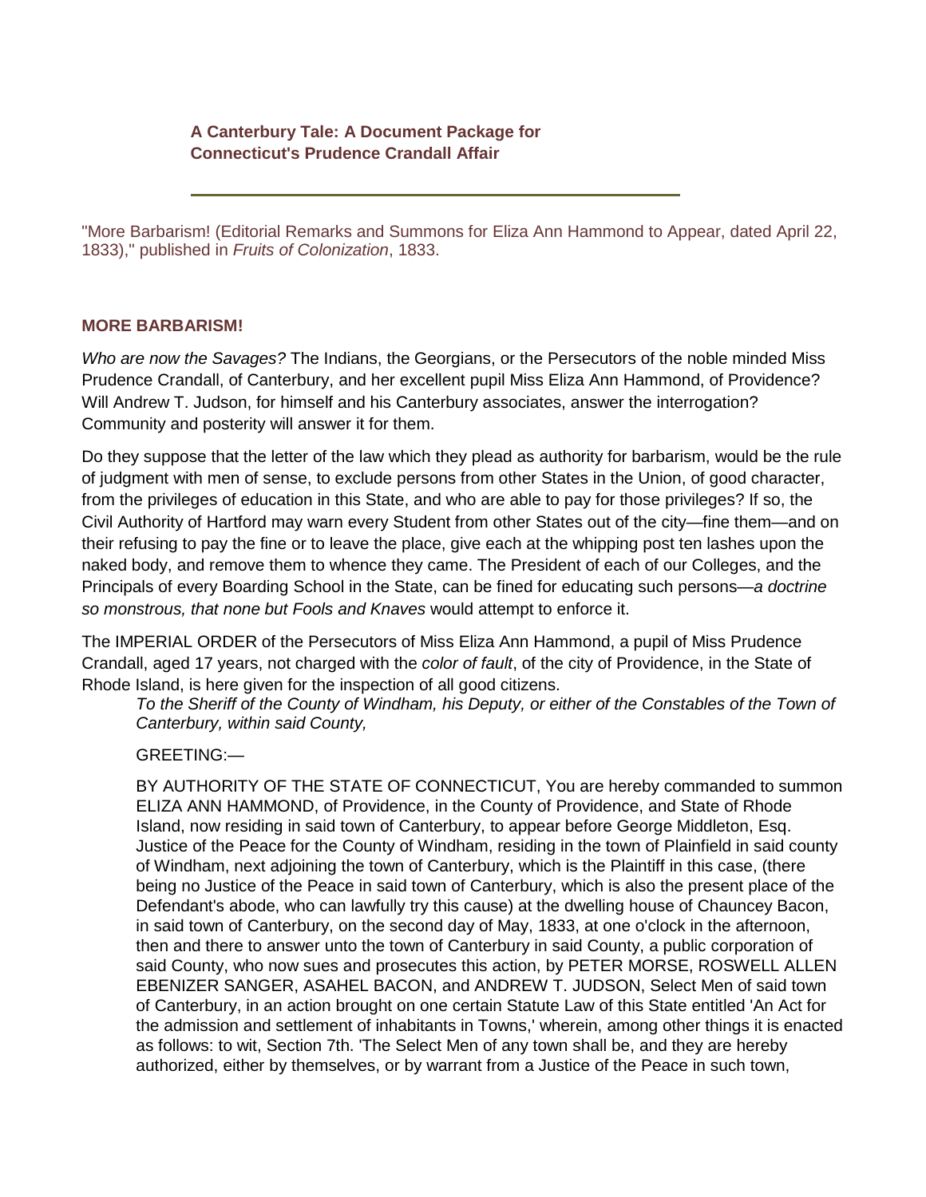**A Canterbury Tale: A Document Package for Connecticut's Prudence Crandall Affair**

---

"More Barbarism! (Editorial Remarks and Summons for Eliza Ann Hammond to Appear, dated April 22, 1833)," published in *Fruits of Colonization*, 1833.

## MORE BARBARISM!

*Who are now the Savages?* The Indians, the Georgians, or the Persecutors of the noble minded Miss Prudence Crandall, of Canterbury, and her excellent pupil Miss Eliza Ann Hammond, of Providence? Will Andrew T. Judson, for himself and his Canterbury associates, answer the interrogation? Community and posterity will answer it for them.

Do they suppose that the letter of the law which they plead as authority for barbarism, would be the rule of judgment with men of sense, to exclude persons from other States in the Union, of good character, from the privileges of education in this State, and who are able to pay for those privileges? If so, the Civil Authority of Hartford may warn every Student from other States out of the city—fine them—and on their refusing to pay the fine or to leave the place, give each at the whipping post ten lashes upon the naked body, and remove them to whence they came. The President of each of our Colleges, and the Principals of every Boarding School in the State, can be fined for educating such persons—*a doctrine so monstrous, that none but Fools and Knaves* would attempt to enforce it.

The IMPERIAL ORDER of the Persecutors of Miss Eliza Ann Hammond, a pupil of Miss Prudence Crandall, aged 17 years, not charged with the *color of fault*, of the city of Providence, in the State of Rhode Island, is here given for the inspection of all good citizens.

> *To the Sheriff of the County of Windham, his Deputy, or either of the Constables of the Town of Canterbury, within said County,*
>
> GREETING:—
>
> BY AUTHORITY OF THE STATE OF CONNECTICUT, You are hereby commanded to summon ELIZA ANN HAMMOND, of Providence, in the County of Providence, and State of Rhode Island, now residing in said town of Canterbury, to appear before George Middleton, Esq. Justice of the Peace for the County of Windham, residing in the town of Plainfield in said county of Windham, next adjoining the town of Canterbury, which is the Plaintiff in this case, (there being no Justice of the Peace in said town of Canterbury, which is also the present place of the Defendant's abode, who can lawfully try this cause) at the dwelling house of Chauncey Bacon, in said town of Canterbury, on the second day of May, 1833, at one o'clock in the afternoon, then and there to answer unto the town of Canterbury in said County, a public corporation of said County, who now sues and prosecutes this action, by PETER MORSE, ROSWELL ALLEN EBENIZER SANGER, ASAHEL BACON, and ANDREW T. JUDSON, Select Men of said town of Canterbury, in an action brought on one certain Statute Law of this State entitled 'An Act for the admission and settlement of inhabitants in Towns,' wherein, among other things it is enacted as follows: to wit, Section 7th. 'The Select Men of any town shall be, and they are hereby authorized, either by themselves, or by warrant from a Justice of the Peace in such town,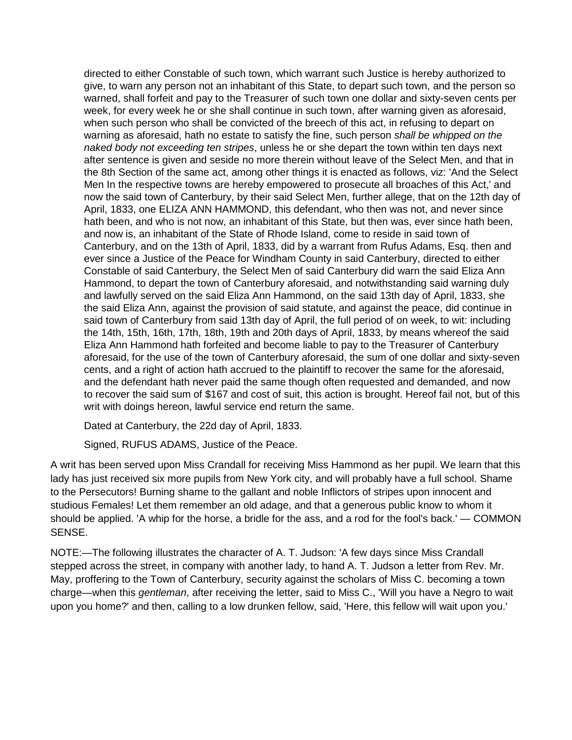directed to either Constable of such town, which warrant such Justice is hereby authorized to give, to warn any person not an inhabitant of this State, to depart such town, and the person so warned, shall forfeit and pay to the Treasurer of such town one dollar and sixty-seven cents per week, for every week he or she shall continue in such town, after warning given as aforesaid, when such person who shall be convicted of the breech of this act, in refusing to depart on warning as aforesaid, hath no estate to satisfy the fine, such person *shall be whipped on the naked body not exceeding ten stripes*, unless he or she depart the town within ten days next after sentence is given and seside no more therein without leave of the Select Men, and that in the 8th Section of the same act, among other things it is enacted as follows, viz: 'And the Select Men In the respective towns are hereby empowered to prosecute all broaches of this Act,' and now the said town of Canterbury, by their said Select Men, further allege, that on the 12th day of April, 1833, one ELIZA ANN HAMMOND, this defendant, who then was not, and never since hath been, and who is not now, an inhabitant of this State, but then was, ever since hath been, and now is, an inhabitant of the State of Rhode Island, come to reside in said town of Canterbury, and on the 13th of April, 1833, did by a warrant from Rufus Adams, Esq. then and ever since a Justice of the Peace for Windham County in said Canterbury, directed to either Constable of said Canterbury, the Select Men of said Canterbury did warn the said Eliza Ann Hammond, to depart the town of Canterbury aforesaid, and notwithstanding said warning duly and lawfully served on the said Eliza Ann Hammond, on the said 13th day of April, 1833, she the said Eliza Ann, against the provision of said statute, and against the peace, did continue in said town of Canterbury from said 13th day of April, the full period of on week, to wit: including the 14th, 15th, 16th, 17th, 18th, 19th and 20th days of April, 1833, by means whereof the said Eliza Ann Hammond hath forfeited and become liable to pay to the Treasurer of Canterbury aforesaid, for the use of the town of Canterbury aforesaid, the sum of one dollar and sixty-seven cents, and a right of action hath accrued to the plaintiff to recover the same for the aforesaid, and the defendant hath never paid the same though often requested and demanded, and now to recover the said sum of $167 and cost of suit, this action is brought. Hereof fail not, but of this writ with doings hereon, lawful service end return the same.

Dated at Canterbury, the 22d day of April, 1833.

Signed, RUFUS ADAMS, Justice of the Peace.

A writ has been served upon Miss Crandall for receiving Miss Hammond as her pupil. We learn that this lady has just received six more pupils from New York city, and will probably have a full school. Shame to the Persecutors! Burning shame to the gallant and noble Inflictors of stripes upon innocent and studious Females! Let them remember an old adage, and that a generous public know to whom it should be applied. 'A whip for the horse, a bridle for the ass, and a rod for the fool's back.' — COMMON SENSE.

NOTE:—The following illustrates the character of A. T. Judson: 'A few days since Miss Crandall stepped across the street, in company with another lady, to hand A. T. Judson a letter from Rev. Mr. May, proffering to the Town of Canterbury, security against the scholars of Miss C. becoming a town charge—when this *gentleman*, after receiving the letter, said to Miss C., 'Will you have a Negro to wait upon you home?' and then, calling to a low drunken fellow, said, 'Here, this fellow will wait upon you.'